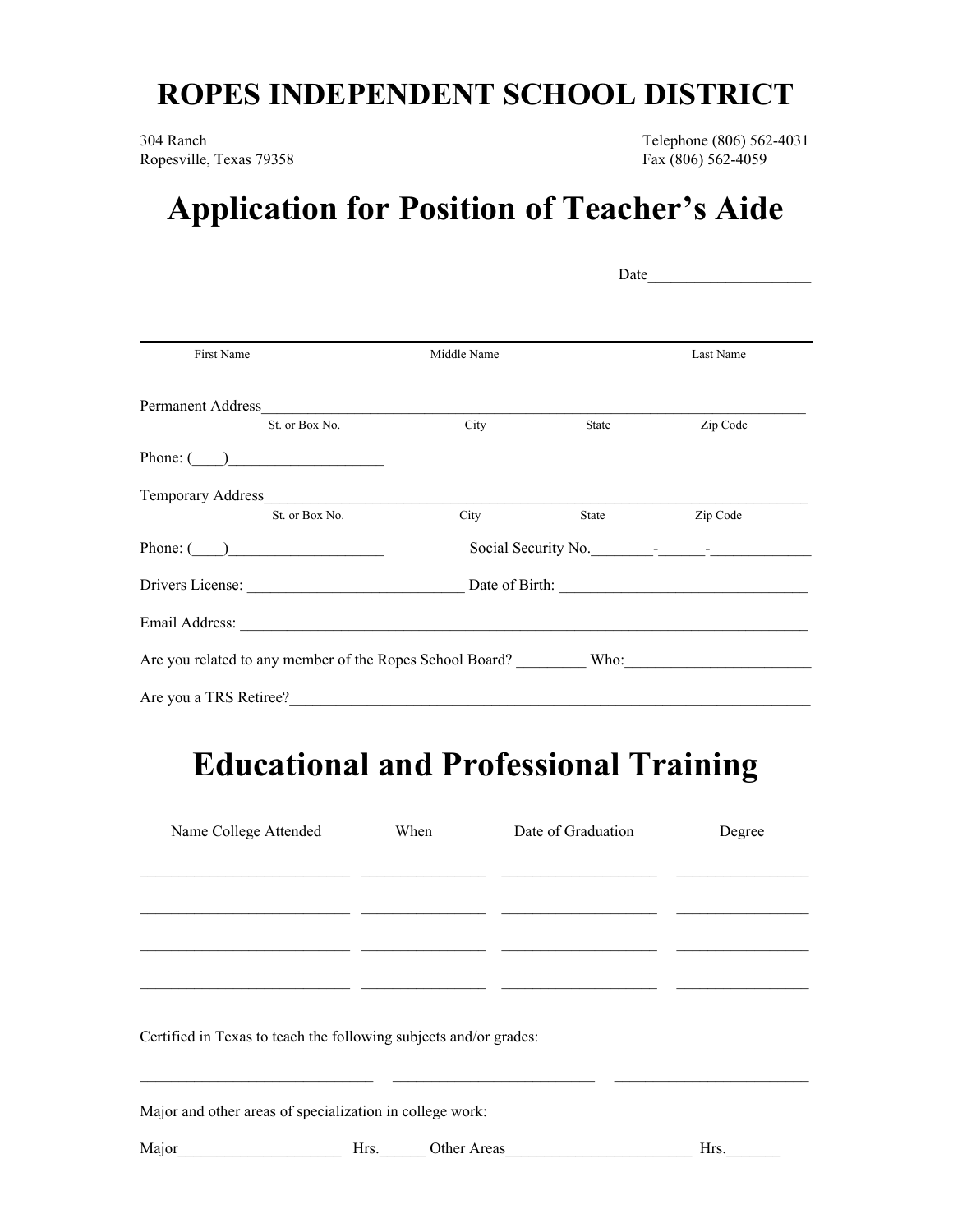# ROPES INDEPENDENT SCHOOL DISTRICT

304 Ranch
Ropesville, Texas 79358

Telephone (806) 562-4031
Fax (806) 562-4059

# Application for Position of Teacher's Aide

Date____________________

______________________________________________________________________________

First Name Middle Name Last Name

Permanent Address__________________________________________________________________
St. or Box No. City State Zip Code

Phone: (____)____________________

Temporary Address__________________________________________________________________
St. or Box No. City State Zip Code

Phone: (____)____________________ Social Security No.________-______-_____________

Drivers License: ___________________________ Date of Birth: _______________________________

Email Address: _____________________________________________________________________________

Are you related to any member of the Ropes School Board? _________ Who:________________________

Are you a TRS Retiree?__________________________________________________________________

# Educational and Professional Training

| Name College Attended | When | Date of Graduation | Degree |
|---|---|---|---|
| __________________________ | _______________ | ___________________ | ________________ |
| __________________________ | _______________ | ___________________ | ________________ |
| __________________________ | _______________ | ___________________ | ________________ |
| __________________________ | _______________ | ___________________ | ________________ |

Certified in Texas to teach the following subjects and/or grades:

_____________________________ _________________________ _________________________

Major and other areas of specialization in college work:

Major_____________________ Hrs.______ Other Areas_______________________ Hrs._______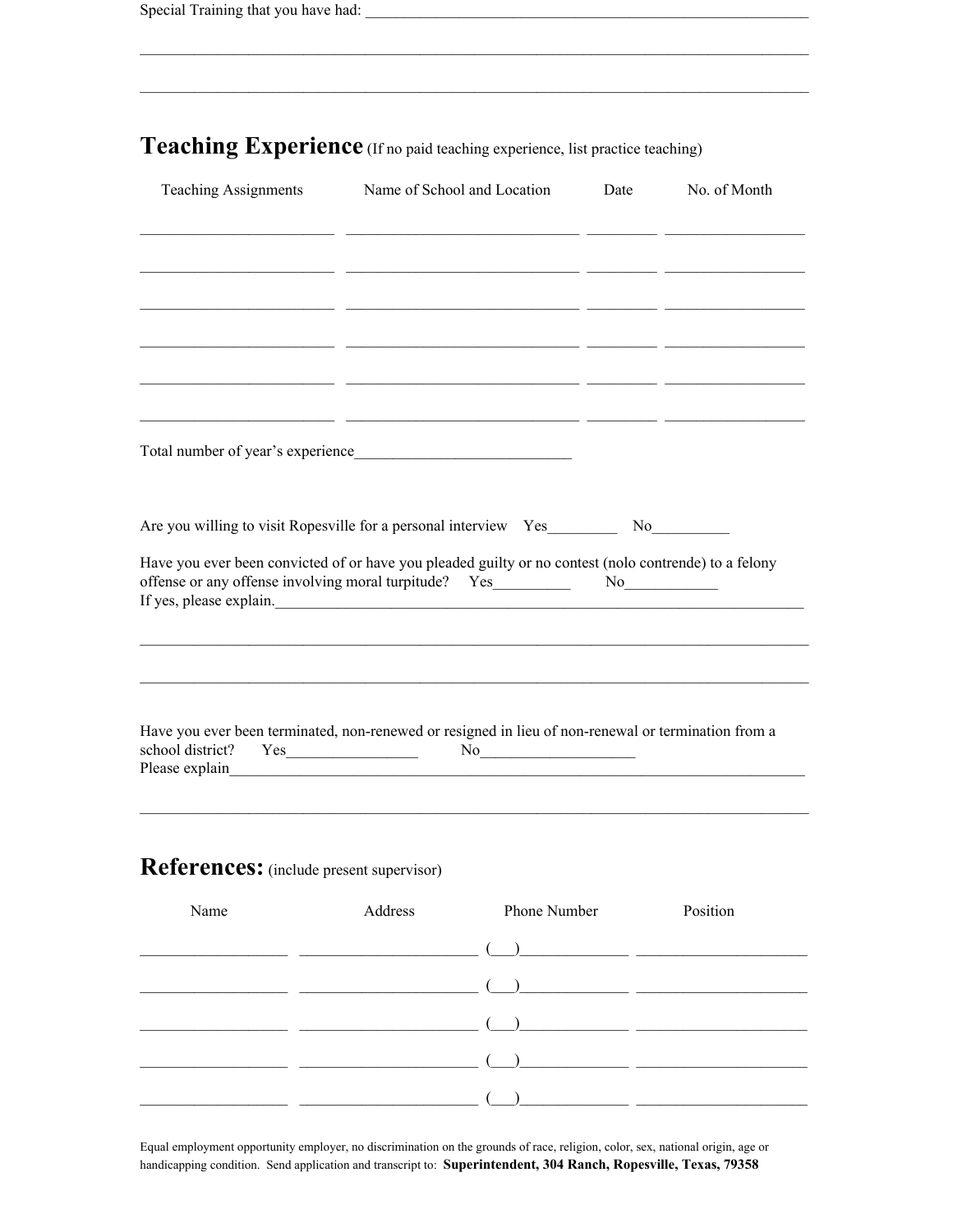Special Training that you have had: ____________________________________________________________

______________________________________________________________________________

______________________________________________________________________________

## Teaching Experience (If no paid teaching experience, list practice teaching)

| Teaching Assignments | Name of School and Location | Date | No. of Month |
|---|---|---|---|
| | | | |
| | | | |
| | | | |
| | | | |
| | | | |
| | | | |

Total number of year's experience____________________________

Are you willing to visit Ropesville for a personal interview Yes_________ No__________

Have you ever been convicted of or have you pleaded guilty or no contest (nolo contrende) to a felony offense or any offense involving moral turpitude? Yes__________ No____________
If yes, please explain.______________________________________________________________________

______________________________________________________________________________

______________________________________________________________________________

Have you ever been terminated, non-renewed or resigned in lieu of non-renewal or termination from a school district? Yes_________________ No____________________
Please explain_____________________________________________________________________________

______________________________________________________________________________

## References: (include present supervisor)

| Name | Address | Phone Number | Position |
|---|---|---|---|
| | | (___) | |
| | | (___) | |
| | | (___) | |
| | | (___) | |
| | | (___) | |

Equal employment opportunity employer, no discrimination on the grounds of race, religion, color, sex, national origin, age or handicapping condition. Send application and transcript to: **Superintendent, 304 Ranch, Ropesville, Texas, 79358**